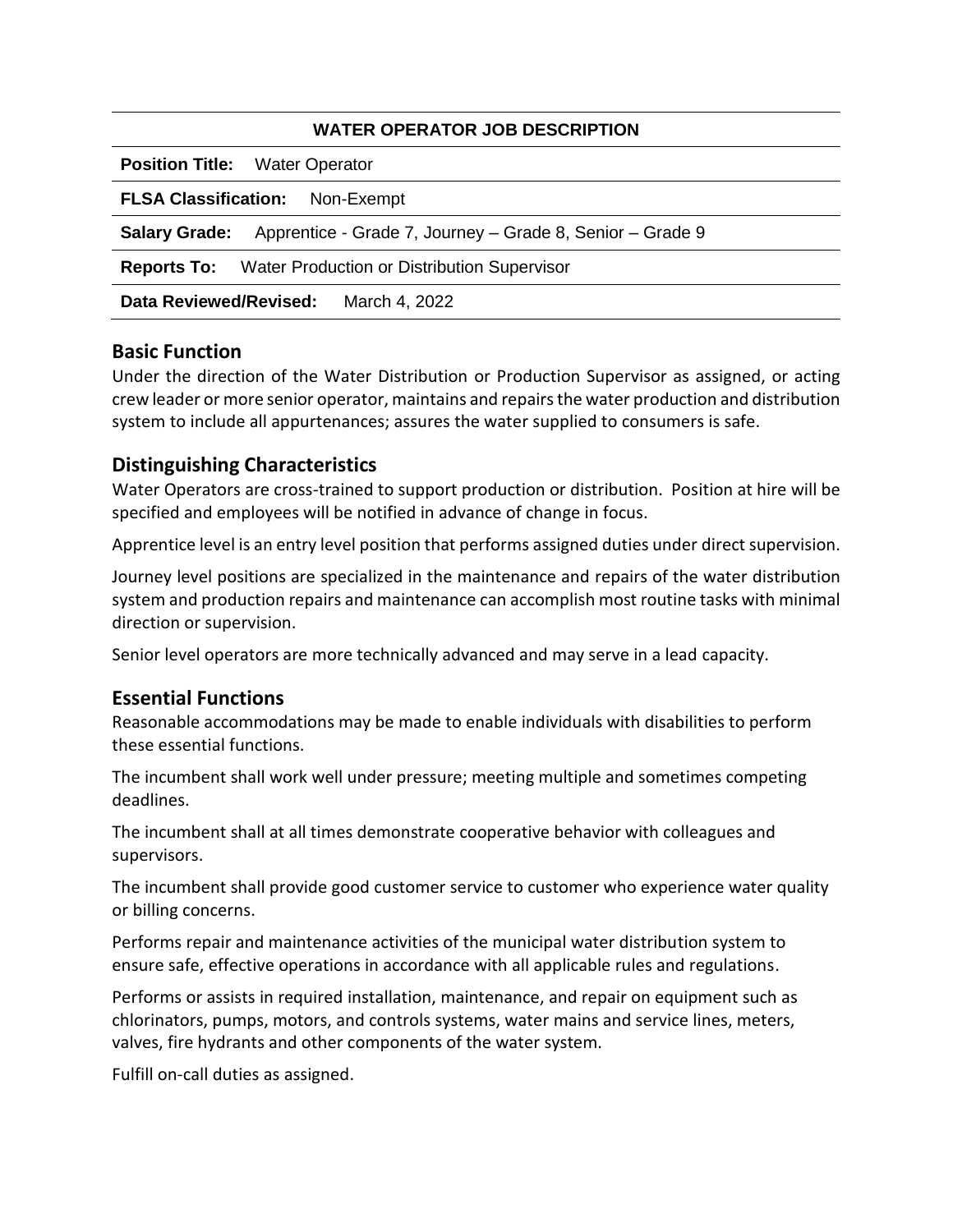**WATER OPERATOR JOB DESCRIPTION**

**Position Title:** Water Operator

**FLSA Classification:** Non-Exempt

**Salary Grade:** Apprentice - Grade 7, Journey – Grade 8, Senior – Grade 9

**Reports To:** Water Production or Distribution Supervisor

**Data Reviewed/Revised:** March 4, 2022

## Basic Function

Under the direction of the Water Distribution or Production Supervisor as assigned, or acting crew leader or more senior operator, maintains and repairs the water production and distribution system to include all appurtenances; assures the water supplied to consumers is safe.

## Distinguishing Characteristics

Water Operators are cross-trained to support production or distribution. Position at hire will be specified and employees will be notified in advance of change in focus.

Apprentice level is an entry level position that performs assigned duties under direct supervision.

Journey level positions are specialized in the maintenance and repairs of the water distribution system and production repairs and maintenance can accomplish most routine tasks with minimal direction or supervision.

Senior level operators are more technically advanced and may serve in a lead capacity.

## Essential Functions

Reasonable accommodations may be made to enable individuals with disabilities to perform these essential functions.

The incumbent shall work well under pressure; meeting multiple and sometimes competing deadlines.

The incumbent shall at all times demonstrate cooperative behavior with colleagues and supervisors.

The incumbent shall provide good customer service to customer who experience water quality or billing concerns.

Performs repair and maintenance activities of the municipal water distribution system to ensure safe, effective operations in accordance with all applicable rules and regulations.

Performs or assists in required installation, maintenance, and repair on equipment such as chlorinators, pumps, motors, and controls systems, water mains and service lines, meters, valves, fire hydrants and other components of the water system.

Fulfill on-call duties as assigned.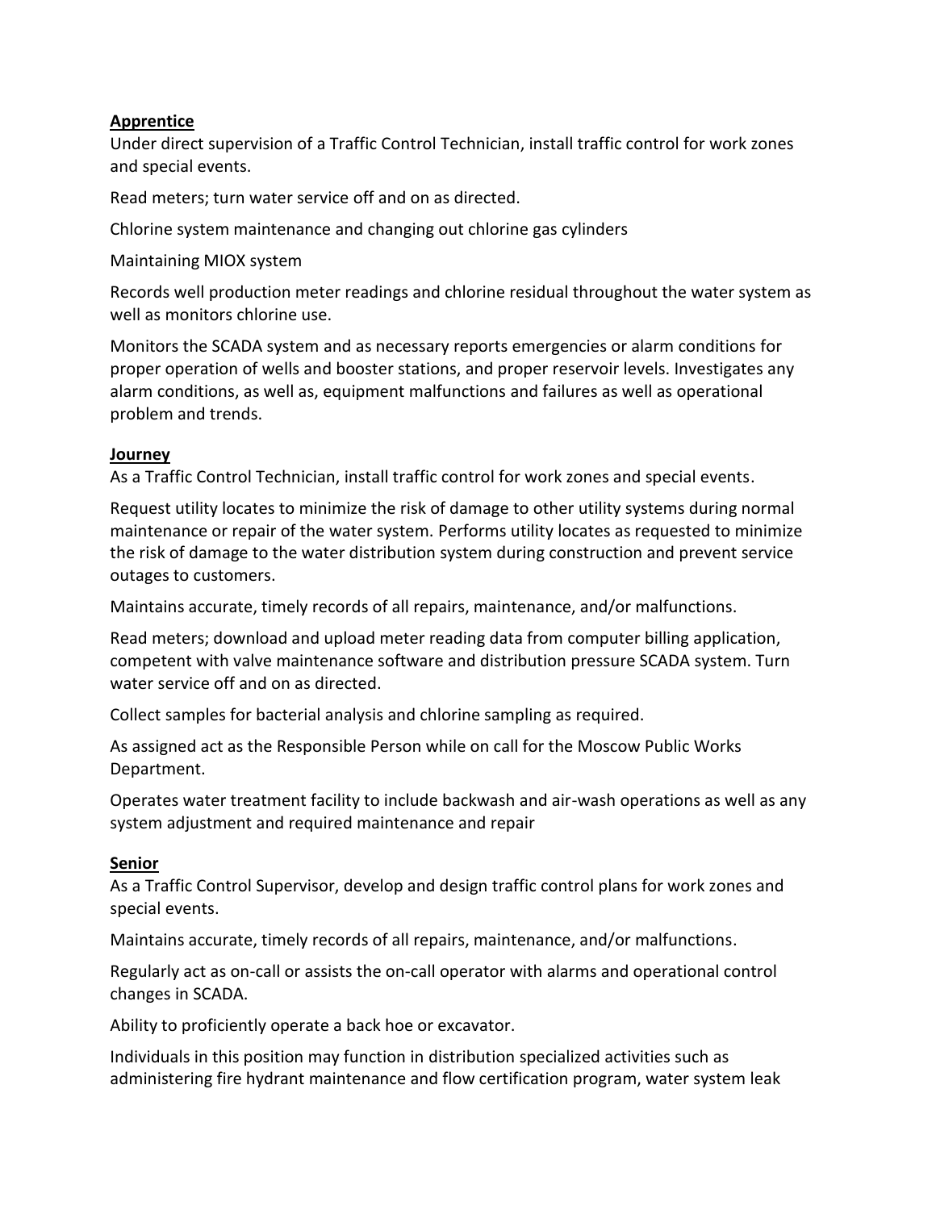**Apprentice**

Under direct supervision of a Traffic Control Technician, install traffic control for work zones and special events.

Read meters; turn water service off and on as directed.

Chlorine system maintenance and changing out chlorine gas cylinders

Maintaining MIOX system

Records well production meter readings and chlorine residual throughout the water system as well as monitors chlorine use.

Monitors the SCADA system and as necessary reports emergencies or alarm conditions for proper operation of wells and booster stations, and proper reservoir levels. Investigates any alarm conditions, as well as, equipment malfunctions and failures as well as operational problem and trends.

**Journey**

As a Traffic Control Technician, install traffic control for work zones and special events.

Request utility locates to minimize the risk of damage to other utility systems during normal maintenance or repair of the water system. Performs utility locates as requested to minimize the risk of damage to the water distribution system during construction and prevent service outages to customers.

Maintains accurate, timely records of all repairs, maintenance, and/or malfunctions.

Read meters; download and upload meter reading data from computer billing application, competent with valve maintenance software and distribution pressure SCADA system. Turn water service off and on as directed.

Collect samples for bacterial analysis and chlorine sampling as required.

As assigned act as the Responsible Person while on call for the Moscow Public Works Department.

Operates water treatment facility to include backwash and air-wash operations as well as any system adjustment and required maintenance and repair

**Senior**

As a Traffic Control Supervisor, develop and design traffic control plans for work zones and special events.

Maintains accurate, timely records of all repairs, maintenance, and/or malfunctions.

Regularly act as on-call or assists the on-call operator with alarms and operational control changes in SCADA.

Ability to proficiently operate a back hoe or excavator.

Individuals in this position may function in distribution specialized activities such as administering fire hydrant maintenance and flow certification program, water system leak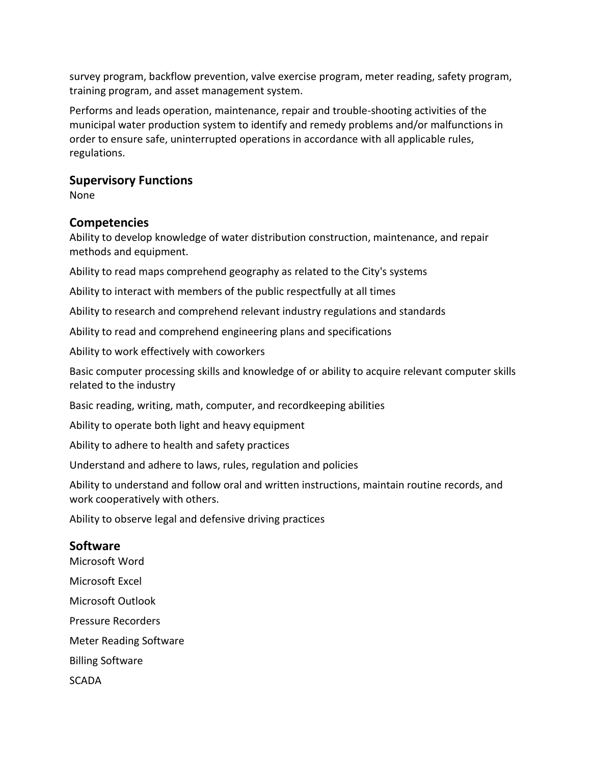survey program, backflow prevention, valve exercise program, meter reading, safety program, training program, and asset management system.

Performs and leads operation, maintenance, repair and trouble-shooting activities of the municipal water production system to identify and remedy problems and/or malfunctions in order to ensure safe, uninterrupted operations in accordance with all applicable rules, regulations.

## Supervisory Functions

None

## Competencies

Ability to develop knowledge of water distribution construction, maintenance, and repair methods and equipment.

Ability to read maps comprehend geography as related to the City's systems

Ability to interact with members of the public respectfully at all times

Ability to research and comprehend relevant industry regulations and standards

Ability to read and comprehend engineering plans and specifications

Ability to work effectively with coworkers

Basic computer processing skills and knowledge of or ability to acquire relevant computer skills related to the industry

Basic reading, writing, math, computer, and recordkeeping abilities

Ability to operate both light and heavy equipment

Ability to adhere to health and safety practices

Understand and adhere to laws, rules, regulation and policies

Ability to understand and follow oral and written instructions, maintain routine records, and work cooperatively with others.

Ability to observe legal and defensive driving practices

## Software

Microsoft Word

Microsoft Excel

Microsoft Outlook

Pressure Recorders

Meter Reading Software

Billing Software

SCADA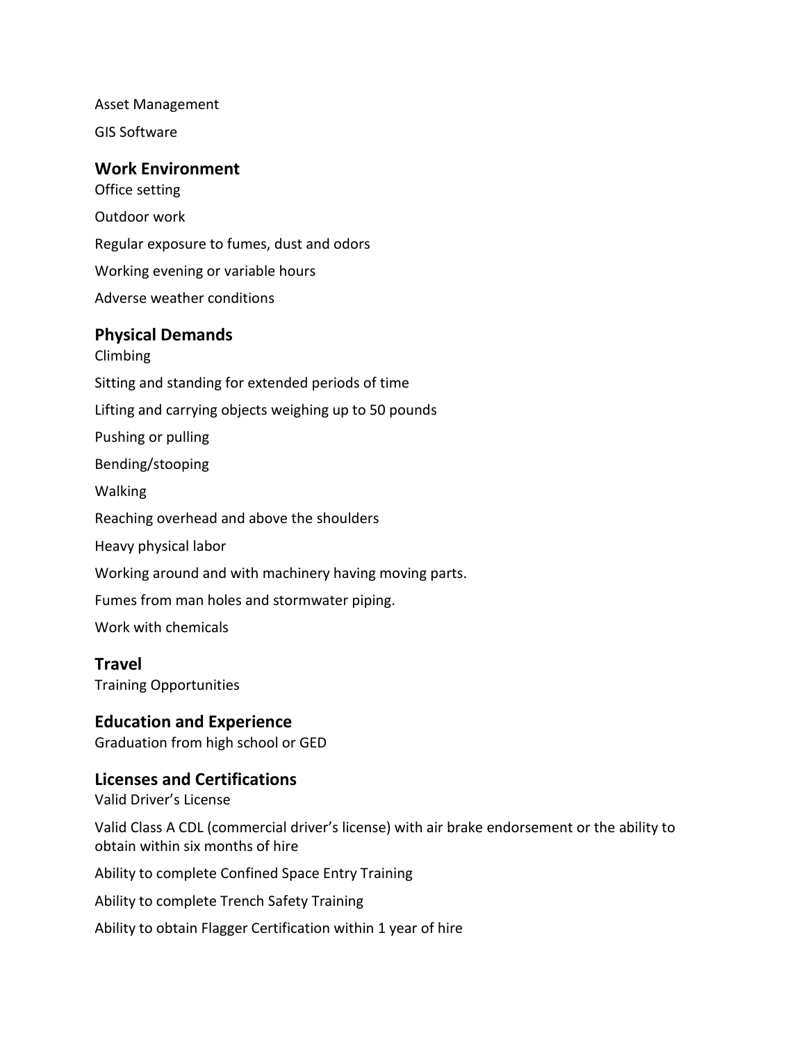Asset Management

GIS Software

## Work Environment

Office setting

Outdoor work

Regular exposure to fumes, dust and odors

Working evening or variable hours

Adverse weather conditions

## Physical Demands

Climbing

Sitting and standing for extended periods of time

Lifting and carrying objects weighing up to 50 pounds

Pushing or pulling

Bending/stooping

Walking

Reaching overhead and above the shoulders

Heavy physical labor

Working around and with machinery having moving parts.

Fumes from man holes and stormwater piping.

Work with chemicals

## Travel

Training Opportunities

## Education and Experience

Graduation from high school or GED

## Licenses and Certifications

Valid Driver's License

Valid Class A CDL (commercial driver's license) with air brake endorsement or the ability to obtain within six months of hire

Ability to complete Confined Space Entry Training

Ability to complete Trench Safety Training

Ability to obtain Flagger Certification within 1 year of hire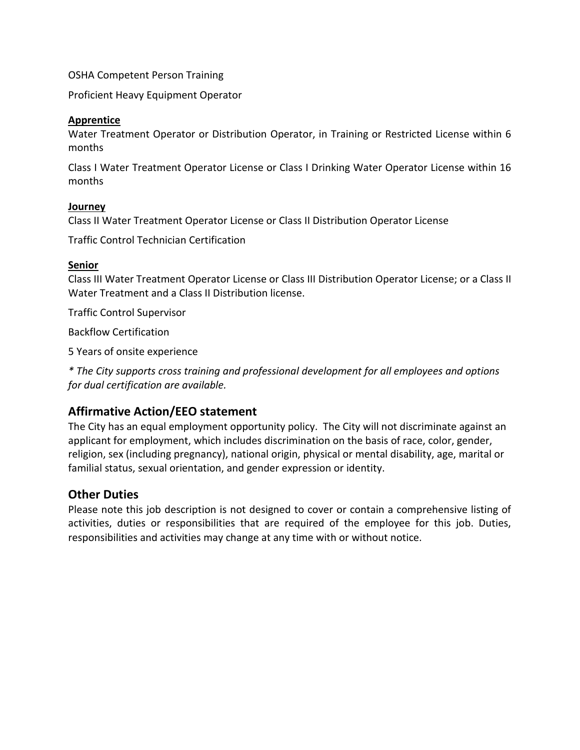OSHA Competent Person Training

Proficient Heavy Equipment Operator

**Apprentice**

Water Treatment Operator or Distribution Operator, in Training or Restricted License within 6 months

Class I Water Treatment Operator License or Class I Drinking Water Operator License within 16 months

**Journey**

Class II Water Treatment Operator License or Class II Distribution Operator License

Traffic Control Technician Certification

**Senior**

Class III Water Treatment Operator License or Class III Distribution Operator License; or a Class II Water Treatment and a Class II Distribution license.

Traffic Control Supervisor

Backflow Certification

5 Years of onsite experience

*\* The City supports cross training and professional development for all employees and options for dual certification are available.*

## Affirmative Action/EEO statement

The City has an equal employment opportunity policy. The City will not discriminate against an applicant for employment, which includes discrimination on the basis of race, color, gender, religion, sex (including pregnancy), national origin, physical or mental disability, age, marital or familial status, sexual orientation, and gender expression or identity.

## Other Duties

Please note this job description is not designed to cover or contain a comprehensive listing of activities, duties or responsibilities that are required of the employee for this job. Duties, responsibilities and activities may change at any time with or without notice.